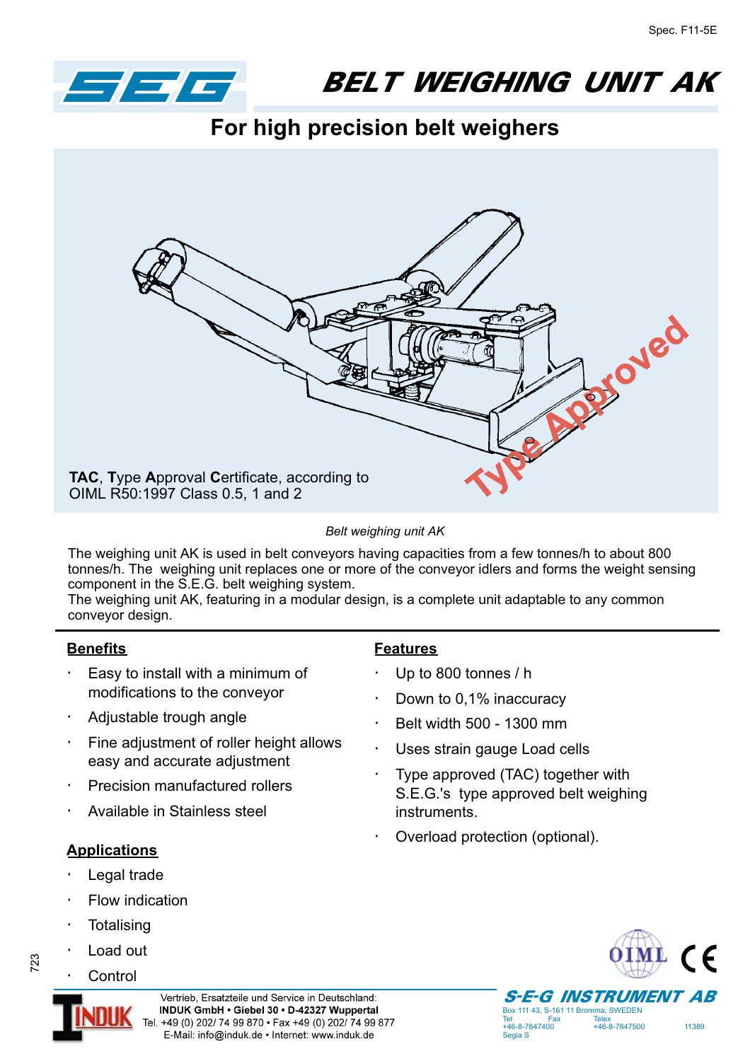Spec. F11-5E

# SEG BELT WEIGHING UNIT AK

## For high precision belt weighers

**TAC**, **T**ype **A**pproval **C**ertificate, according to OIML R50:1997 Class 0.5, 1 and 2

Type Approved

*Belt weighing unit AK*

The weighing unit AK is used in belt conveyors having capacities from a few tonnes/h to about 800 tonnes/h. The weighing unit replaces one or more of the conveyor idlers and forms the weight sensing component in the S.E.G. belt weighing system.
The weighing unit AK, featuring in a modular design, is a complete unit adaptable to any common conveyor design.

### Benefits

- Easy to install with a minimum of modifications to the conveyor
- Adjustable trough angle
- Fine adjustment of roller height allows easy and accurate adjustment
- Precision manufactured rollers
- Available in Stainless steel

### Applications

- Legal trade
- Flow indication
- Totalising
- Load out
- Control

### Features

- Up to 800 tonnes / h
- Down to 0,1% inaccuracy
- Belt width 500 - 1300 mm
- Uses strain gauge Load cells
- Type approved (TAC) together with S.E.G.'s type approved belt weighing instruments.
- Overload protection (optional).

723

Vertrieb, Ersatzteile und Service in Deutschland:
**INDUK GmbH • Giebel 30 • D-42327 Wuppertal**
Tel. +49 (0) 202/ 74 99 870 • Fax +49 (0) 202/ 74 99 877
E-Mail: info@induk.de • Internet: www.induk.de

**S-E-G INSTRUMENT AB**
Box 111 43, S-161 11 Bromma, SWEDEN
Tel +46-8-7647400 Fax +46-8-7647500 Telex 11389 Segia S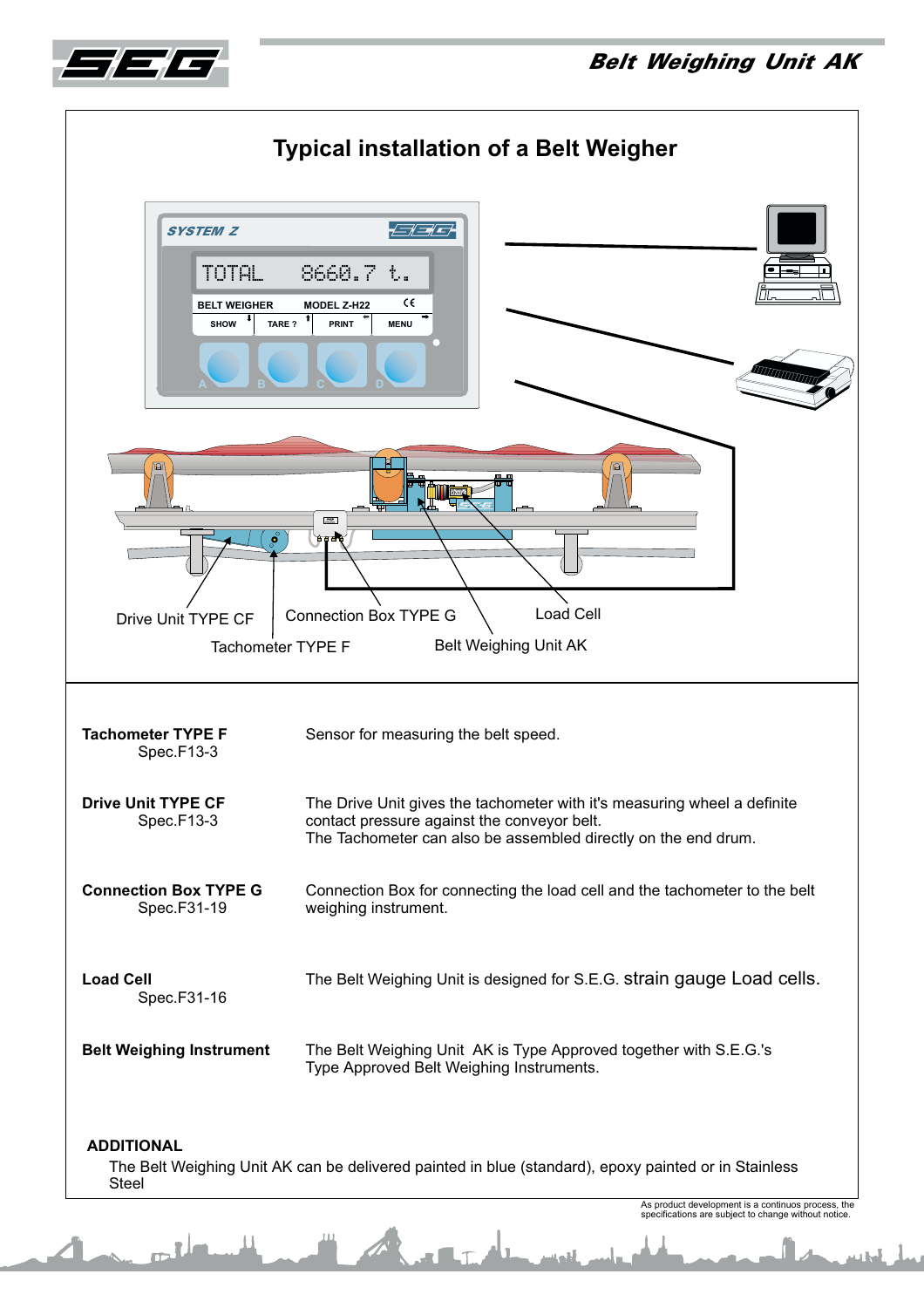# Typical installation of a Belt Weigher

SYSTEM Z

TOTAL 8660.7 t.

BELT WEIGHER MODEL Z-H22

SHOW TARE ? PRINT MENU

A B C D

Drive Unit TYPE CF

Tachometer TYPE F

Connection Box TYPE G

Belt Weighing Unit AK

Load Cell

**Tachometer TYPE F**
Spec.F13-3

Sensor for measuring the belt speed.

**Drive Unit TYPE CF**
Spec.F13-3

The Drive Unit gives the tachometer with it's measuring wheel a definite contact pressure against the conveyor belt.
The Tachometer can also be assembled directly on the end drum.

**Connection Box TYPE G**
Spec.F31-19

Connection Box for connecting the load cell and the tachometer to the belt weighing instrument.

**Load Cell**
Spec.F31-16

The Belt Weighing Unit is designed for S.E.G. strain gauge Load cells.

**Belt Weighing Instrument**

The Belt Weighing Unit AK is Type Approved together with S.E.G.'s Type Approved Belt Weighing Instruments.

**ADDITIONAL**

The Belt Weighing Unit AK can be delivered painted in blue (standard), epoxy painted or in Stainless Steel

As product development is a continuos process, the specifications are subject to change without notice.